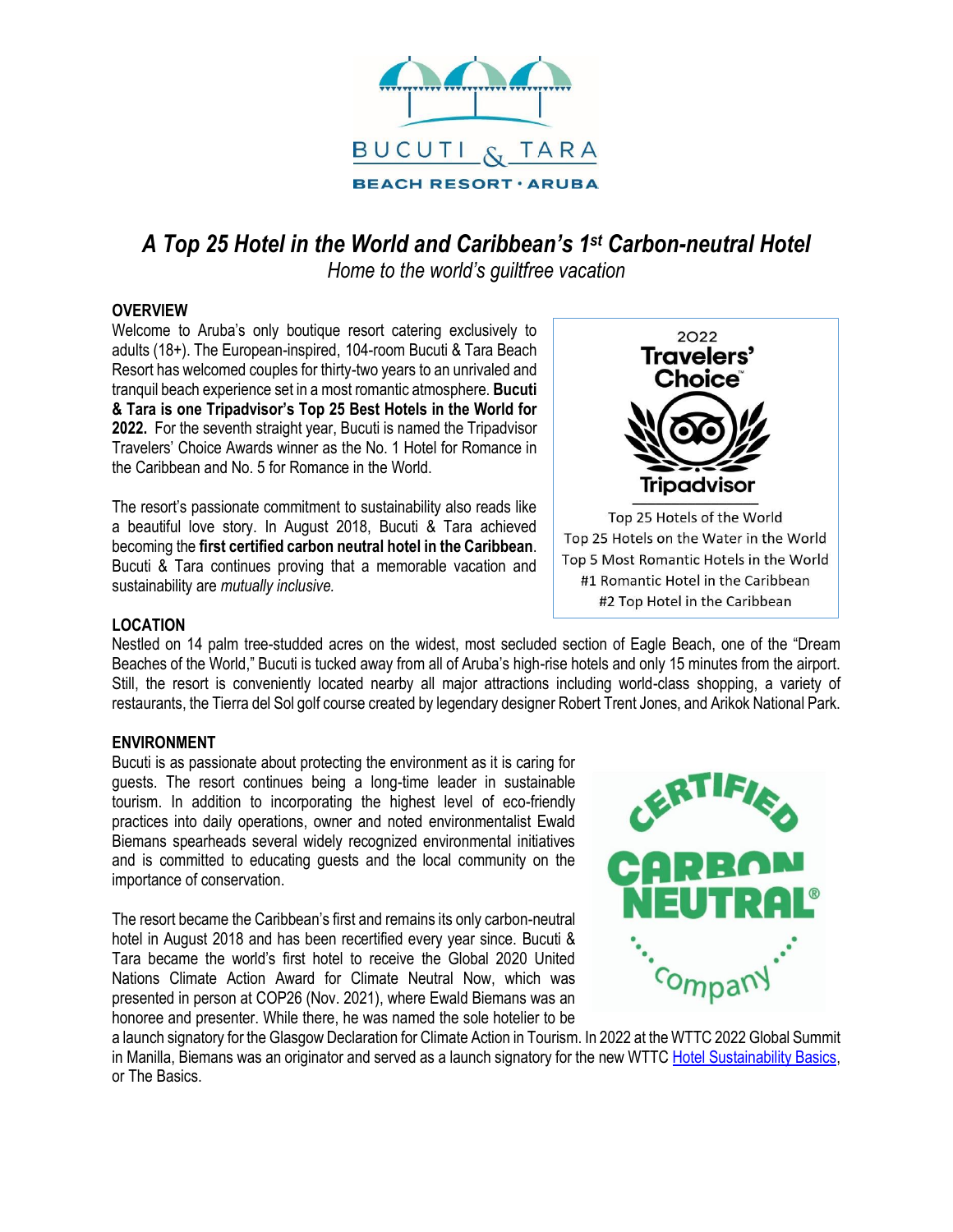BUCUTI & TARA

BEACH RESORT · ARUBA

# *A Top 25 Hotel in the World and Caribbean's 1st Carbon-neutral Hotel*

*Home to the world's guiltfree vacation*

## OVERVIEW

Welcome to Aruba's only boutique resort catering exclusively to adults (18+). The European-inspired, 104-room Bucuti & Tara Beach Resort has welcomed couples for thirty-two years to an unrivaled and tranquil beach experience set in a most romantic atmosphere. **Bucuti & Tara is one Tripadvisor's Top 25 Best Hotels in the World for 2022.** For the seventh straight year, Bucuti is named the Tripadvisor Travelers' Choice Awards winner as the No. 1 Hotel for Romance in the Caribbean and No. 5 for Romance in the World.

2022 Travelers' Choice Tripadvisor

Top 25 Hotels of the World
Top 25 Hotels on the Water in the World
Top 5 Most Romantic Hotels in the World
#1 Romantic Hotel in the Caribbean
#2 Top Hotel in the Caribbean

The resort's passionate commitment to sustainability also reads like a beautiful love story. In August 2018, Bucuti & Tara achieved becoming the **first certified carbon neutral hotel in the Caribbean**. Bucuti & Tara continues proving that a memorable vacation and sustainability are *mutually inclusive.*

## LOCATION

Nestled on 14 palm tree-studded acres on the widest, most secluded section of Eagle Beach, one of the "Dream Beaches of the World," Bucuti is tucked away from all of Aruba's high-rise hotels and only 15 minutes from the airport. Still, the resort is conveniently located nearby all major attractions including world-class shopping, a variety of restaurants, the Tierra del Sol golf course created by legendary designer Robert Trent Jones, and Arikok National Park.

## ENVIRONMENT

Bucuti is as passionate about protecting the environment as it is caring for guests. The resort continues being a long-time leader in sustainable tourism. In addition to incorporating the highest level of eco-friendly practices into daily operations, owner and noted environmentalist Ewald Biemans spearheads several widely recognized environmental initiatives and is committed to educating guests and the local community on the importance of conservation.

CERTIFIED CARBON NEUTRAL® Company

The resort became the Caribbean's first and remains its only carbon-neutral hotel in August 2018 and has been recertified every year since. Bucuti & Tara became the world's first hotel to receive the Global 2020 United Nations Climate Action Award for Climate Neutral Now, which was presented in person at COP26 (Nov. 2021), where Ewald Biemans was an honoree and presenter. While there, he was named the sole hotelier to be a launch signatory for the Glasgow Declaration for Climate Action in Tourism. In 2022 at the WTTC 2022 Global Summit in Manilla, Biemans was an originator and served as a launch signatory for the new WTTC Hotel Sustainability Basics, or The Basics.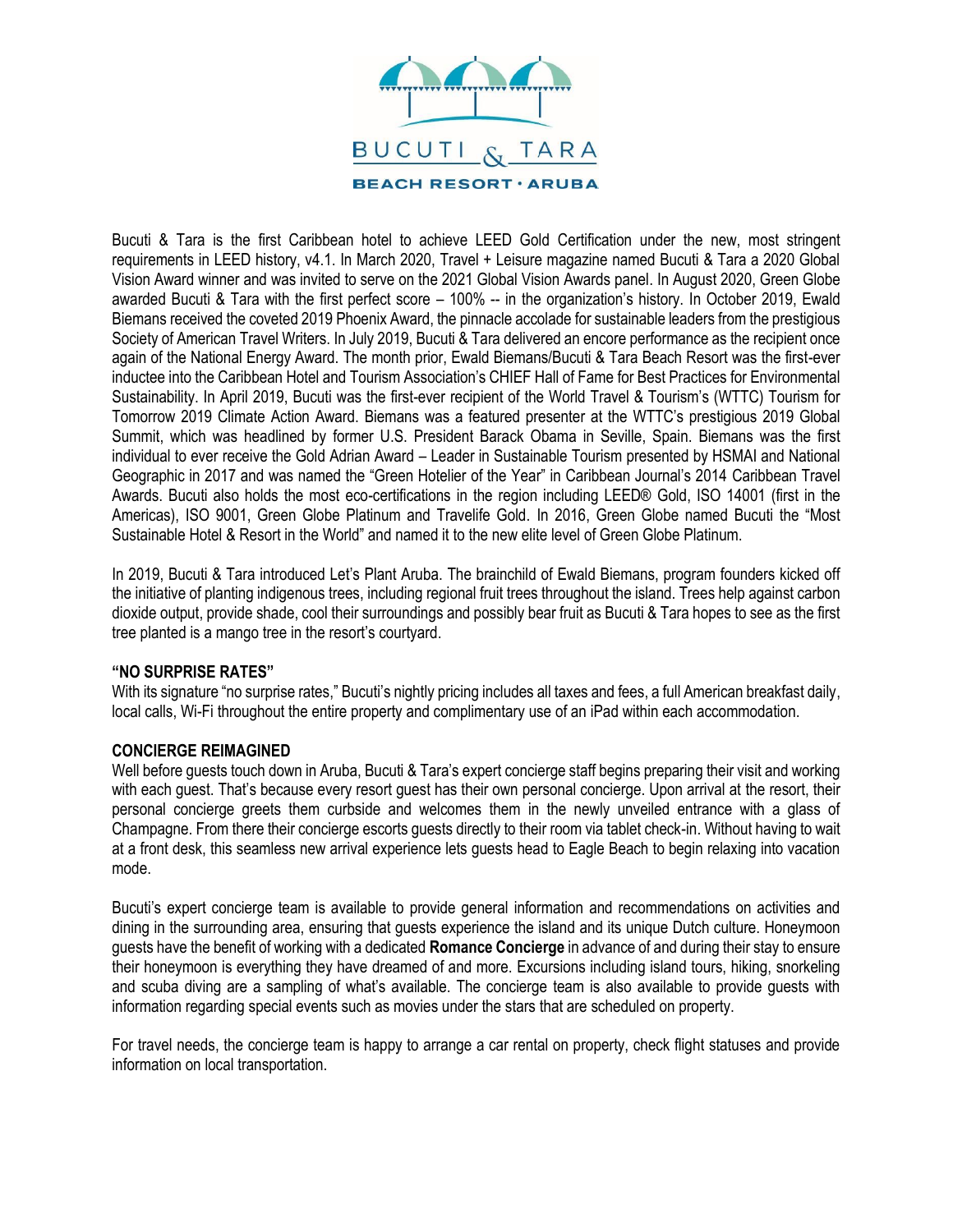Bucuti & Tara is the first Caribbean hotel to achieve LEED Gold Certification under the new, most stringent requirements in LEED history, v4.1. In March 2020, Travel + Leisure magazine named Bucuti & Tara a 2020 Global Vision Award winner and was invited to serve on the 2021 Global Vision Awards panel. In August 2020, Green Globe awarded Bucuti & Tara with the first perfect score – 100% -- in the organization's history. In October 2019, Ewald Biemans received the coveted 2019 Phoenix Award, the pinnacle accolade for sustainable leaders from the prestigious Society of American Travel Writers. In July 2019, Bucuti & Tara delivered an encore performance as the recipient once again of the National Energy Award. The month prior, Ewald Biemans/Bucuti & Tara Beach Resort was the first-ever inductee into the Caribbean Hotel and Tourism Association's CHIEF Hall of Fame for Best Practices for Environmental Sustainability. In April 2019, Bucuti was the first-ever recipient of the World Travel & Tourism's (WTTC) Tourism for Tomorrow 2019 Climate Action Award. Biemans was a featured presenter at the WTTC's prestigious 2019 Global Summit, which was headlined by former U.S. President Barack Obama in Seville, Spain. Biemans was the first individual to ever receive the Gold Adrian Award – Leader in Sustainable Tourism presented by HSMAI and National Geographic in 2017 and was named the "Green Hotelier of the Year" in Caribbean Journal's 2014 Caribbean Travel Awards. Bucuti also holds the most eco-certifications in the region including LEED® Gold, ISO 14001 (first in the Americas), ISO 9001, Green Globe Platinum and Travelife Gold. In 2016, Green Globe named Bucuti the "Most Sustainable Hotel & Resort in the World" and named it to the new elite level of Green Globe Platinum.

In 2019, Bucuti & Tara introduced Let's Plant Aruba. The brainchild of Ewald Biemans, program founders kicked off the initiative of planting indigenous trees, including regional fruit trees throughout the island. Trees help against carbon dioxide output, provide shade, cool their surroundings and possibly bear fruit as Bucuti & Tara hopes to see as the first tree planted is a mango tree in the resort's courtyard.

**"NO SURPRISE RATES"**

With its signature "no surprise rates," Bucuti's nightly pricing includes all taxes and fees, a full American breakfast daily, local calls, Wi-Fi throughout the entire property and complimentary use of an iPad within each accommodation.

**CONCIERGE REIMAGINED**

Well before guests touch down in Aruba, Bucuti & Tara's expert concierge staff begins preparing their visit and working with each guest. That's because every resort guest has their own personal concierge. Upon arrival at the resort, their personal concierge greets them curbside and welcomes them in the newly unveiled entrance with a glass of Champagne. From there their concierge escorts guests directly to their room via tablet check-in. Without having to wait at a front desk, this seamless new arrival experience lets guests head to Eagle Beach to begin relaxing into vacation mode.

Bucuti's expert concierge team is available to provide general information and recommendations on activities and dining in the surrounding area, ensuring that guests experience the island and its unique Dutch culture. Honeymoon guests have the benefit of working with a dedicated **Romance Concierge** in advance of and during their stay to ensure their honeymoon is everything they have dreamed of and more. Excursions including island tours, hiking, snorkeling and scuba diving are a sampling of what's available. The concierge team is also available to provide guests with information regarding special events such as movies under the stars that are scheduled on property.

For travel needs, the concierge team is happy to arrange a car rental on property, check flight statuses and provide information on local transportation.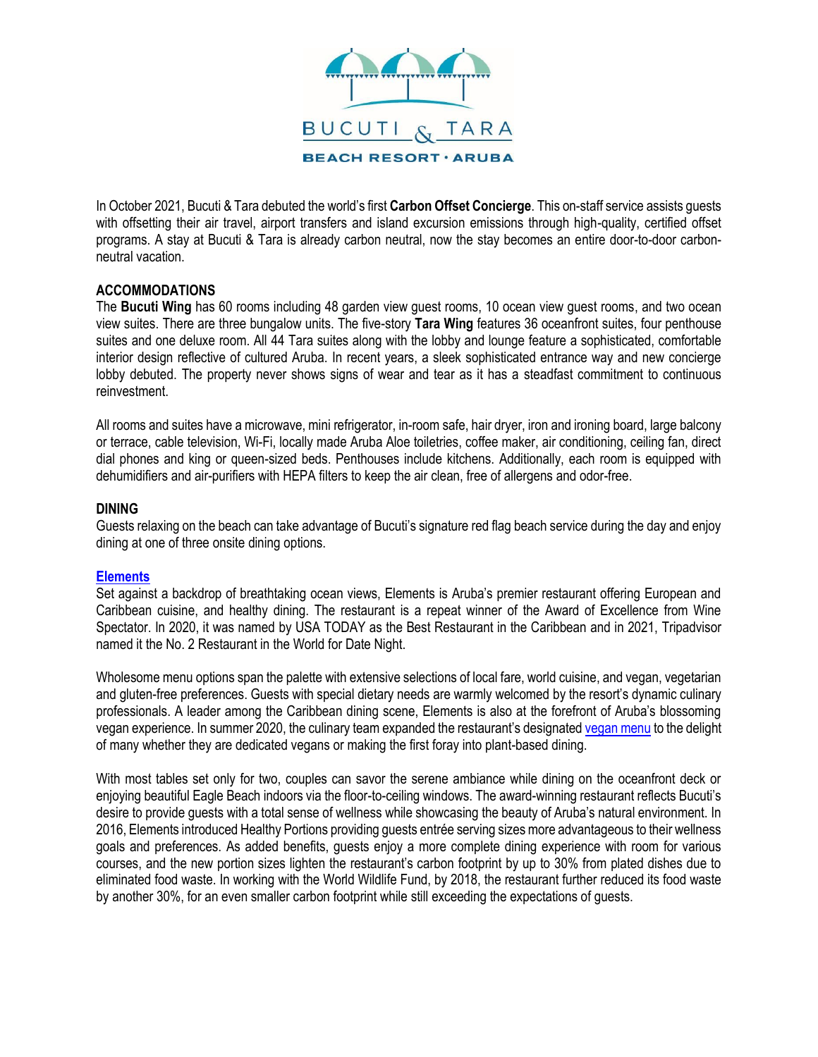BUCUTI & TARA

BEACH RESORT · ARUBA

In October 2021, Bucuti & Tara debuted the world's first **Carbon Offset Concierge**. This on-staff service assists guests with offsetting their air travel, airport transfers and island excursion emissions through high-quality, certified offset programs. A stay at Bucuti & Tara is already carbon neutral, now the stay becomes an entire door-to-door carbon-neutral vacation.

## ACCOMMODATIONS

The **Bucuti Wing** has 60 rooms including 48 garden view guest rooms, 10 ocean view guest rooms, and two ocean view suites. There are three bungalow units. The five-story **Tara Wing** features 36 oceanfront suites, four penthouse suites and one deluxe room. All 44 Tara suites along with the lobby and lounge feature a sophisticated, comfortable interior design reflective of cultured Aruba. In recent years, a sleek sophisticated entrance way and new concierge lobby debuted. The property never shows signs of wear and tear as it has a steadfast commitment to continuous reinvestment.

All rooms and suites have a microwave, mini refrigerator, in-room safe, hair dryer, iron and ironing board, large balcony or terrace, cable television, Wi-Fi, locally made Aruba Aloe toiletries, coffee maker, air conditioning, ceiling fan, direct dial phones and king or queen-sized beds. Penthouses include kitchens. Additionally, each room is equipped with dehumidifiers and air-purifiers with HEPA filters to keep the air clean, free of allergens and odor-free.

## DINING

Guests relaxing on the beach can take advantage of Bucuti's signature red flag beach service during the day and enjoy dining at one of three onsite dining options.

### Elements

Set against a backdrop of breathtaking ocean views, Elements is Aruba's premier restaurant offering European and Caribbean cuisine, and healthy dining. The restaurant is a repeat winner of the Award of Excellence from Wine Spectator. In 2020, it was named by USA TODAY as the Best Restaurant in the Caribbean and in 2021, Tripadvisor named it the No. 2 Restaurant in the World for Date Night.

Wholesome menu options span the palette with extensive selections of local fare, world cuisine, and vegan, vegetarian and gluten-free preferences. Guests with special dietary needs are warmly welcomed by the resort's dynamic culinary professionals. A leader among the Caribbean dining scene, Elements is also at the forefront of Aruba's blossoming vegan experience. In summer 2020, the culinary team expanded the restaurant's designated vegan menu to the delight of many whether they are dedicated vegans or making the first foray into plant-based dining.

With most tables set only for two, couples can savor the serene ambiance while dining on the oceanfront deck or enjoying beautiful Eagle Beach indoors via the floor-to-ceiling windows. The award-winning restaurant reflects Bucuti's desire to provide guests with a total sense of wellness while showcasing the beauty of Aruba's natural environment. In 2016, Elements introduced Healthy Portions providing guests entrée serving sizes more advantageous to their wellness goals and preferences. As added benefits, guests enjoy a more complete dining experience with room for various courses, and the new portion sizes lighten the restaurant's carbon footprint by up to 30% from plated dishes due to eliminated food waste. In working with the World Wildlife Fund, by 2018, the restaurant further reduced its food waste by another 30%, for an even smaller carbon footprint while still exceeding the expectations of guests.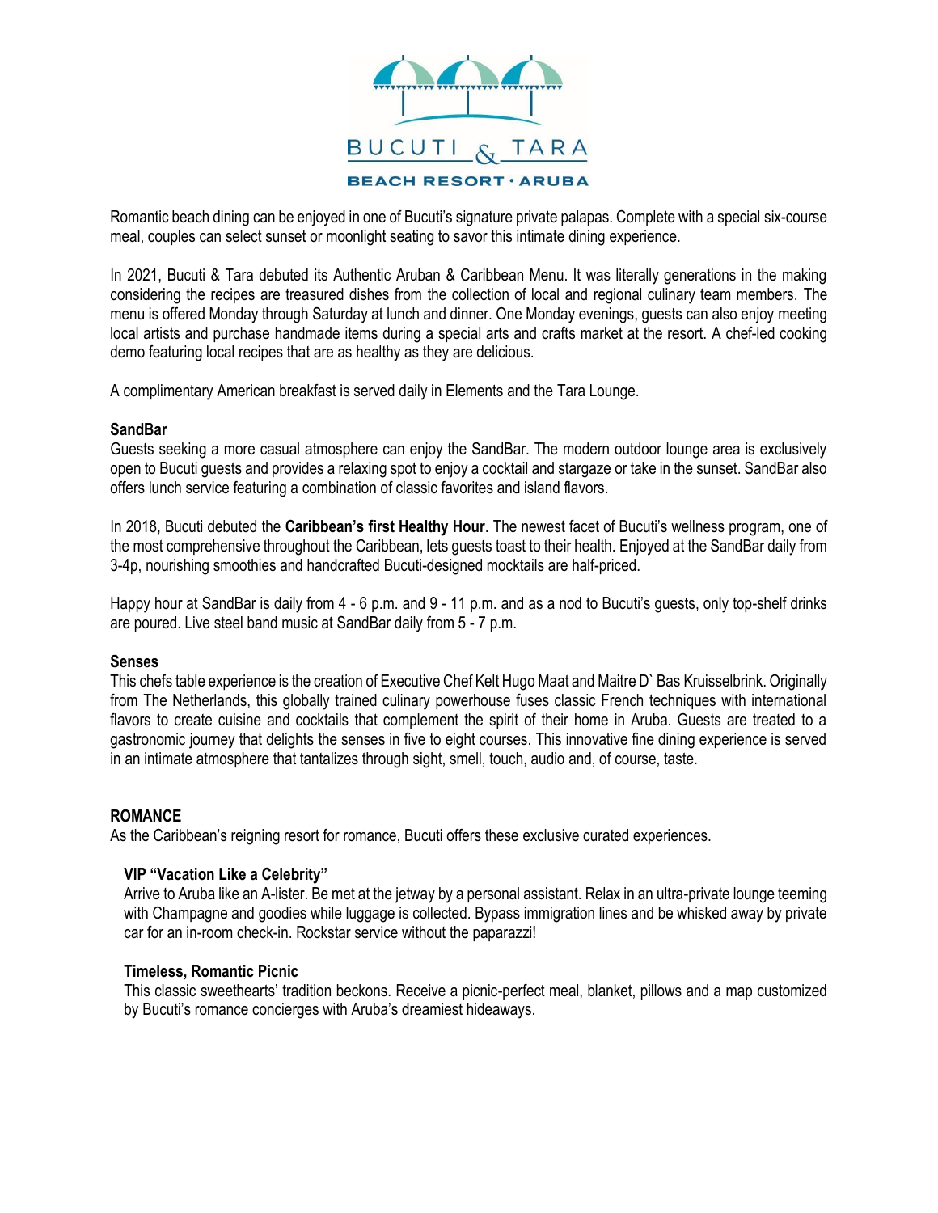Romantic beach dining can be enjoyed in one of Bucuti's signature private palapas. Complete with a special six-course meal, couples can select sunset or moonlight seating to savor this intimate dining experience.

In 2021, Bucuti & Tara debuted its Authentic Aruban & Caribbean Menu. It was literally generations in the making considering the recipes are treasured dishes from the collection of local and regional culinary team members. The menu is offered Monday through Saturday at lunch and dinner. One Monday evenings, guests can also enjoy meeting local artists and purchase handmade items during a special arts and crafts market at the resort. A chef-led cooking demo featuring local recipes that are as healthy as they are delicious.

A complimentary American breakfast is served daily in Elements and the Tara Lounge.

**SandBar**

Guests seeking a more casual atmosphere can enjoy the SandBar. The modern outdoor lounge area is exclusively open to Bucuti guests and provides a relaxing spot to enjoy a cocktail and stargaze or take in the sunset. SandBar also offers lunch service featuring a combination of classic favorites and island flavors.

In 2018, Bucuti debuted the **Caribbean's first Healthy Hour**. The newest facet of Bucuti's wellness program, one of the most comprehensive throughout the Caribbean, lets guests toast to their health. Enjoyed at the SandBar daily from 3-4p, nourishing smoothies and handcrafted Bucuti-designed mocktails are half-priced.

Happy hour at SandBar is daily from 4 - 6 p.m. and 9 - 11 p.m. and as a nod to Bucuti's guests, only top-shelf drinks are poured. Live steel band music at SandBar daily from 5 - 7 p.m.

**Senses**

This chefs table experience is the creation of Executive Chef Kelt Hugo Maat and Maitre D` Bas Kruisselbrink. Originally from The Netherlands, this globally trained culinary powerhouse fuses classic French techniques with international flavors to create cuisine and cocktails that complement the spirit of their home in Aruba. Guests are treated to a gastronomic journey that delights the senses in five to eight courses. This innovative fine dining experience is served in an intimate atmosphere that tantalizes through sight, smell, touch, audio and, of course, taste.

## ROMANCE

As the Caribbean's reigning resort for romance, Bucuti offers these exclusive curated experiences.

**VIP "Vacation Like a Celebrity"**

Arrive to Aruba like an A-lister. Be met at the jetway by a personal assistant. Relax in an ultra-private lounge teeming with Champagne and goodies while luggage is collected. Bypass immigration lines and be whisked away by private car for an in-room check-in. Rockstar service without the paparazzi!

**Timeless, Romantic Picnic**

This classic sweethearts' tradition beckons. Receive a picnic-perfect meal, blanket, pillows and a map customized by Bucuti's romance concierges with Aruba's dreamiest hideaways.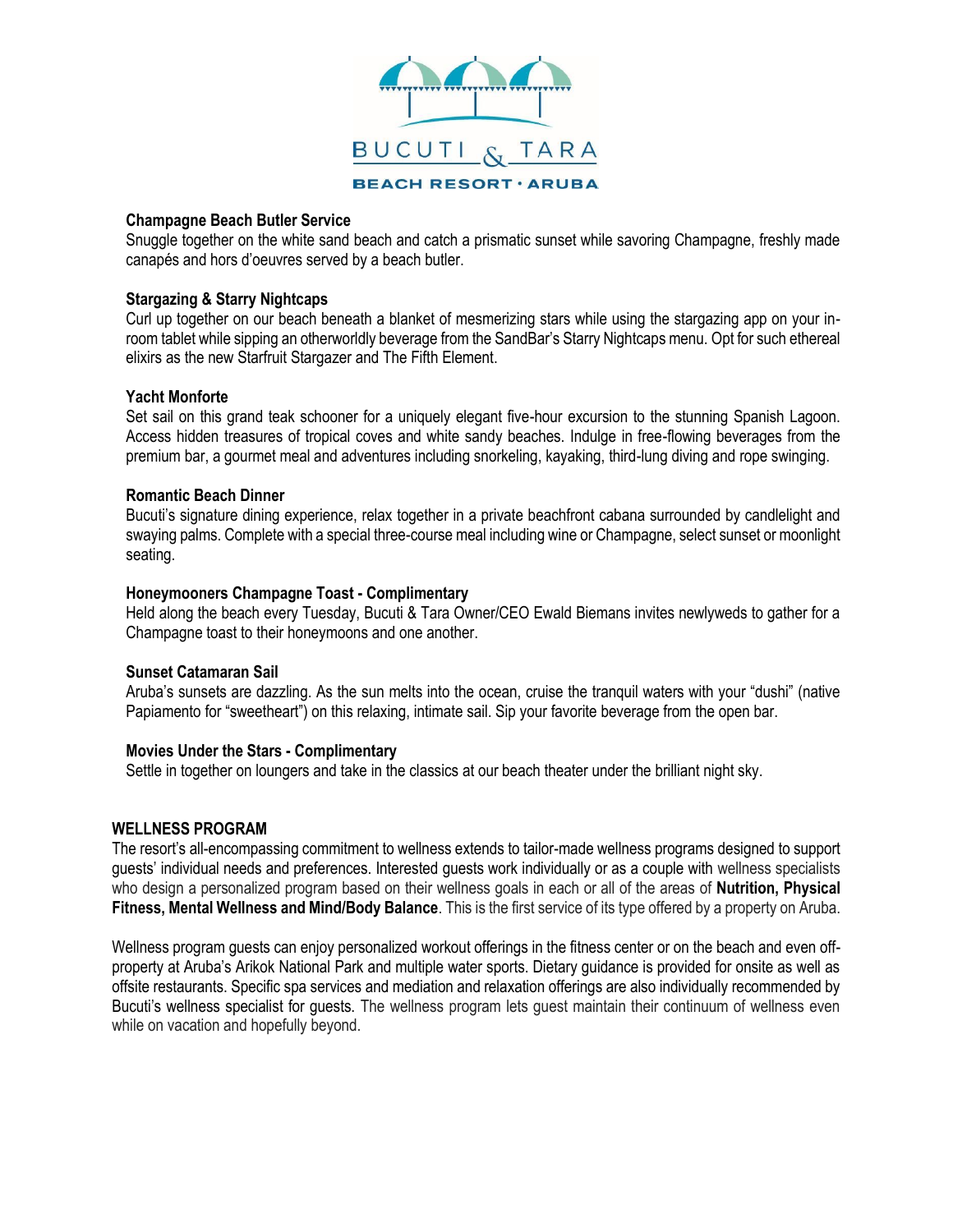**Champagne Beach Butler Service**
Snuggle together on the white sand beach and catch a prismatic sunset while savoring Champagne, freshly made canapés and hors d'oeuvres served by a beach butler.

**Stargazing & Starry Nightcaps**
Curl up together on our beach beneath a blanket of mesmerizing stars while using the stargazing app on your in-room tablet while sipping an otherworldly beverage from the SandBar's Starry Nightcaps menu. Opt for such ethereal elixirs as the new Starfruit Stargazer and The Fifth Element.

**Yacht Monforte**
Set sail on this grand teak schooner for a uniquely elegant five-hour excursion to the stunning Spanish Lagoon. Access hidden treasures of tropical coves and white sandy beaches. Indulge in free-flowing beverages from the premium bar, a gourmet meal and adventures including snorkeling, kayaking, third-lung diving and rope swinging.

**Romantic Beach Dinner**
Bucuti's signature dining experience, relax together in a private beachfront cabana surrounded by candlelight and swaying palms. Complete with a special three-course meal including wine or Champagne, select sunset or moonlight seating.

**Honeymooners Champagne Toast - Complimentary**
Held along the beach every Tuesday, Bucuti & Tara Owner/CEO Ewald Biemans invites newlyweds to gather for a Champagne toast to their honeymoons and one another.

**Sunset Catamaran Sail**
Aruba's sunsets are dazzling. As the sun melts into the ocean, cruise the tranquil waters with your "dushi" (native Papiamento for "sweetheart") on this relaxing, intimate sail. Sip your favorite beverage from the open bar.

**Movies Under the Stars - Complimentary**
Settle in together on loungers and take in the classics at our beach theater under the brilliant night sky.

**WELLNESS PROGRAM**
The resort's all-encompassing commitment to wellness extends to tailor-made wellness programs designed to support guests' individual needs and preferences. Interested guests work individually or as a couple with wellness specialists who design a personalized program based on their wellness goals in each or all of the areas of **Nutrition, Physical Fitness, Mental Wellness and Mind/Body Balance**. This is the first service of its type offered by a property on Aruba.

Wellness program guests can enjoy personalized workout offerings in the fitness center or on the beach and even off-property at Aruba's Arikok National Park and multiple water sports. Dietary guidance is provided for onsite as well as offsite restaurants. Specific spa services and mediation and relaxation offerings are also individually recommended by Bucuti's wellness specialist for guests. The wellness program lets guest maintain their continuum of wellness even while on vacation and hopefully beyond.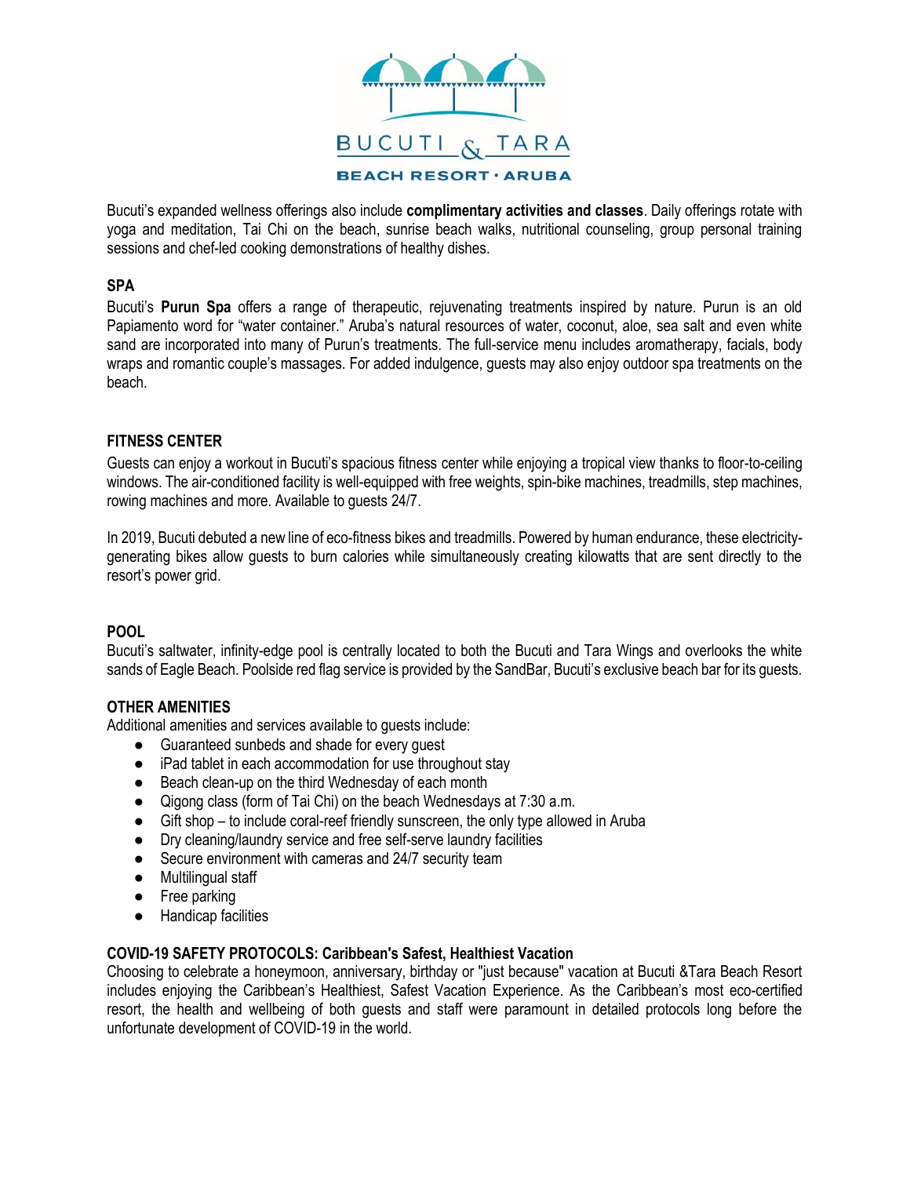Bucuti's expanded wellness offerings also include **complimentary activities and classes**. Daily offerings rotate with yoga and meditation, Tai Chi on the beach, sunrise beach walks, nutritional counseling, group personal training sessions and chef-led cooking demonstrations of healthy dishes.

## SPA

Bucuti's **Purun Spa** offers a range of therapeutic, rejuvenating treatments inspired by nature. Purun is an old Papiamento word for "water container." Aruba's natural resources of water, coconut, aloe, sea salt and even white sand are incorporated into many of Purun's treatments. The full-service menu includes aromatherapy, facials, body wraps and romantic couple's massages. For added indulgence, guests may also enjoy outdoor spa treatments on the beach.

## FITNESS CENTER

Guests can enjoy a workout in Bucuti's spacious fitness center while enjoying a tropical view thanks to floor-to-ceiling windows. The air-conditioned facility is well-equipped with free weights, spin-bike machines, treadmills, step machines, rowing machines and more. Available to guests 24/7.

In 2019, Bucuti debuted a new line of eco-fitness bikes and treadmills. Powered by human endurance, these electricity-generating bikes allow guests to burn calories while simultaneously creating kilowatts that are sent directly to the resort's power grid.

## POOL

Bucuti's saltwater, infinity-edge pool is centrally located to both the Bucuti and Tara Wings and overlooks the white sands of Eagle Beach. Poolside red flag service is provided by the SandBar, Bucuti's exclusive beach bar for its guests.

## OTHER AMENITIES

Additional amenities and services available to guests include:

- Guaranteed sunbeds and shade for every guest
- iPad tablet in each accommodation for use throughout stay
- Beach clean-up on the third Wednesday of each month
- Qigong class (form of Tai Chi) on the beach Wednesdays at 7:30 a.m.
- Gift shop – to include coral-reef friendly sunscreen, the only type allowed in Aruba
- Dry cleaning/laundry service and free self-serve laundry facilities
- Secure environment with cameras and 24/7 security team
- Multilingual staff
- Free parking
- Handicap facilities

## COVID-19 SAFETY PROTOCOLS: Caribbean's Safest, Healthiest Vacation

Choosing to celebrate a honeymoon, anniversary, birthday or "just because" vacation at Bucuti &Tara Beach Resort includes enjoying the Caribbean's Healthiest, Safest Vacation Experience. As the Caribbean's most eco-certified resort, the health and wellbeing of both guests and staff were paramount in detailed protocols long before the unfortunate development of COVID-19 in the world.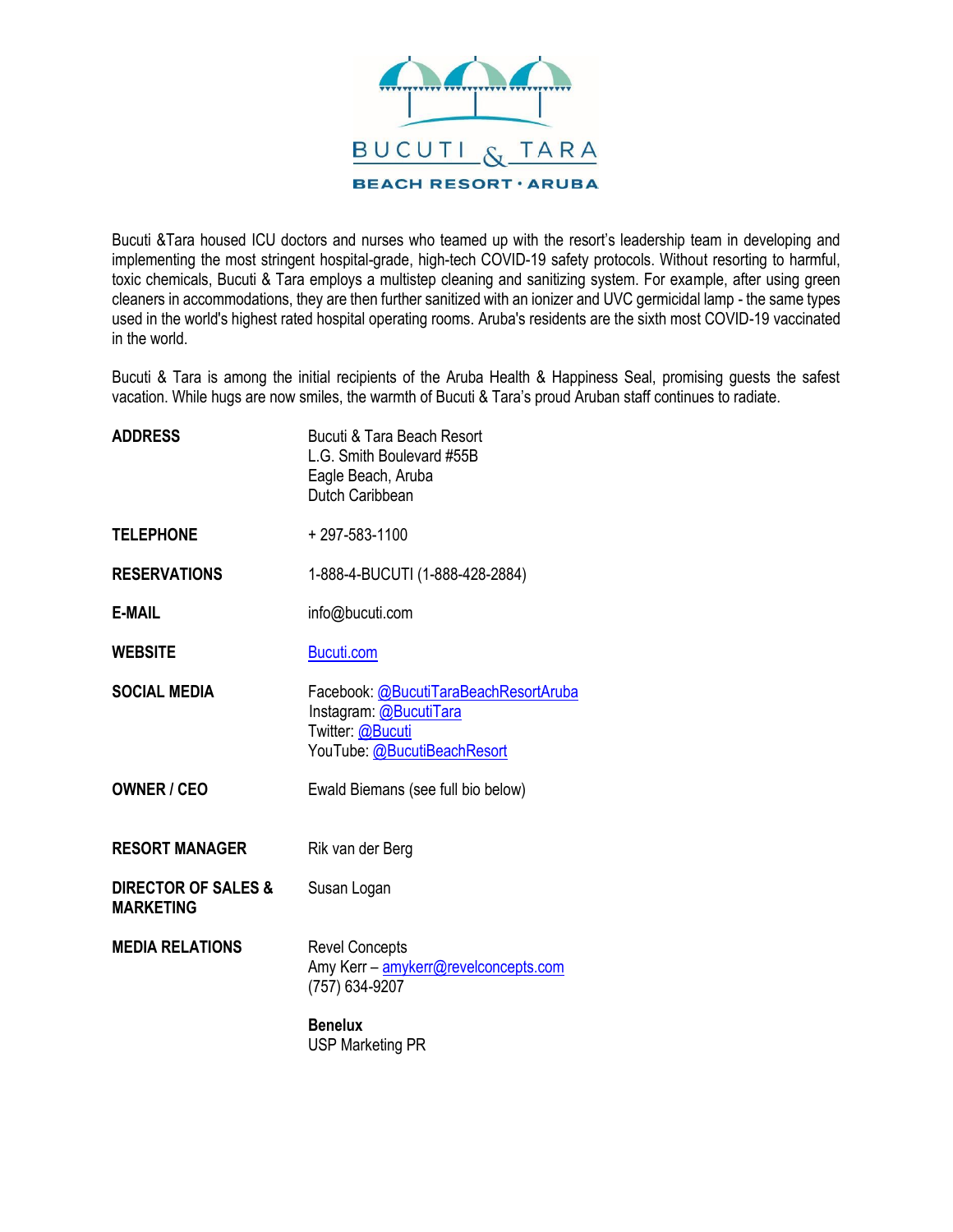Bucuti &Tara housed ICU doctors and nurses who teamed up with the resort's leadership team in developing and implementing the most stringent hospital-grade, high-tech COVID-19 safety protocols. Without resorting to harmful, toxic chemicals, Bucuti & Tara employs a multistep cleaning and sanitizing system. For example, after using green cleaners in accommodations, they are then further sanitized with an ionizer and UVC germicidal lamp - the same types used in the world's highest rated hospital operating rooms. Aruba's residents are the sixth most COVID-19 vaccinated in the world.

Bucuti & Tara is among the initial recipients of the Aruba Health & Happiness Seal, promising guests the safest vacation. While hugs are now smiles, the warmth of Bucuti & Tara's proud Aruban staff continues to radiate.

| | |
|---|---|
| **ADDRESS** | Bucuti & Tara Beach Resort<br>L.G. Smith Boulevard #55B<br>Eagle Beach, Aruba<br>Dutch Caribbean |
| **TELEPHONE** | + 297-583-1100 |
| **RESERVATIONS** | 1-888-4-BUCUTI (1-888-428-2884) |
| **E-MAIL** | info@bucuti.com |
| **WEBSITE** | Bucuti.com |
| **SOCIAL MEDIA** | Facebook: @BucutiTaraBeachResortAruba<br>Instagram: @BucutiTara<br>Twitter: @Bucuti<br>YouTube: @BucutiBeachResort |
| **OWNER / CEO** | Ewald Biemans (see full bio below) |
| **RESORT MANAGER** | Rik van der Berg |
| **DIRECTOR OF SALES & MARKETING** | Susan Logan |
| **MEDIA RELATIONS** | Revel Concepts<br>Amy Kerr – amykerr@revelconcepts.com<br>(757) 634-9207<br><br>**Benelux**<br>USP Marketing PR |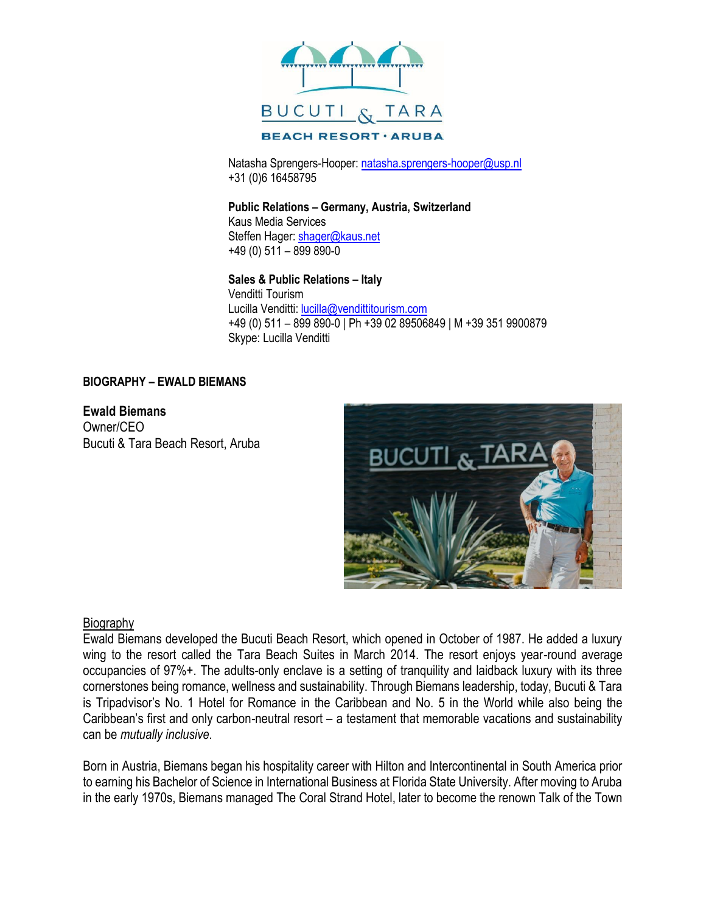Natasha Sprengers-Hooper: natasha.sprengers-hooper@usp.nl
+31 (0)6 16458795

**Public Relations – Germany, Austria, Switzerland**
Kaus Media Services
Steffen Hager: shager@kaus.net
+49 (0) 511 – 899 890-0

**Sales & Public Relations – Italy**
Venditti Tourism
Lucilla Venditti: lucilla@vendittitourism.com
+49 (0) 511 – 899 890-0 | Ph +39 02 89506849 | M +39 351 9900879
Skype: Lucilla Venditti

## BIOGRAPHY – EWALD BIEMANS

**Ewald Biemans**
Owner/CEO
Bucuti & Tara Beach Resort, Aruba

Biography

Ewald Biemans developed the Bucuti Beach Resort, which opened in October of 1987. He added a luxury wing to the resort called the Tara Beach Suites in March 2014. The resort enjoys year-round average occupancies of 97%+. The adults-only enclave is a setting of tranquility and laidback luxury with its three cornerstones being romance, wellness and sustainability. Through Biemans leadership, today, Bucuti & Tara is Tripadvisor's No. 1 Hotel for Romance in the Caribbean and No. 5 in the World while also being the Caribbean's first and only carbon-neutral resort – a testament that memorable vacations and sustainability can be *mutually inclusive*.

Born in Austria, Biemans began his hospitality career with Hilton and Intercontinental in South America prior to earning his Bachelor of Science in International Business at Florida State University. After moving to Aruba in the early 1970s, Biemans managed The Coral Strand Hotel, later to become the renown Talk of the Town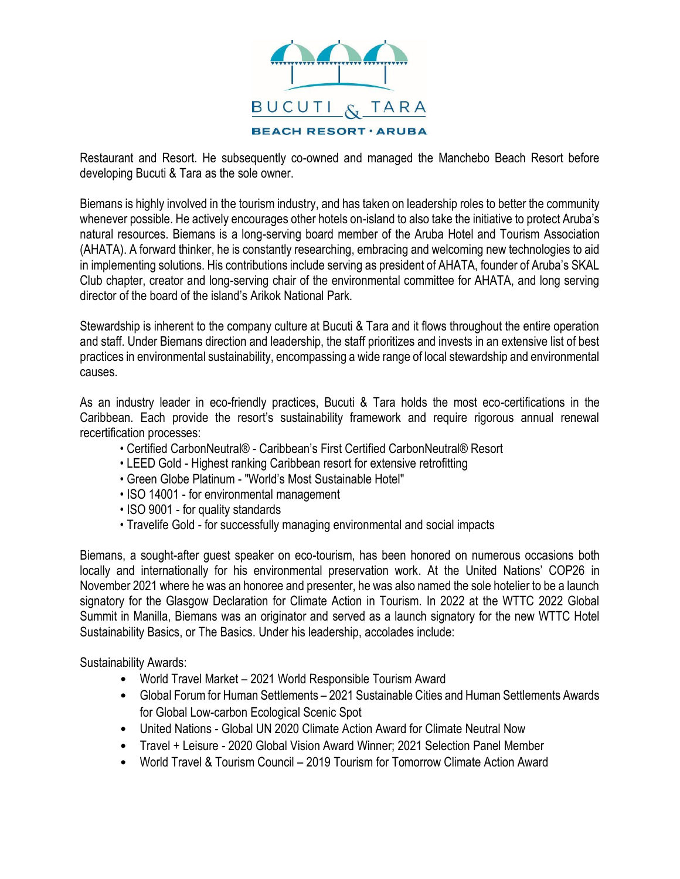Restaurant and Resort. He subsequently co-owned and managed the Manchebo Beach Resort before developing Bucuti & Tara as the sole owner.

Biemans is highly involved in the tourism industry, and has taken on leadership roles to better the community whenever possible. He actively encourages other hotels on-island to also take the initiative to protect Aruba's natural resources. Biemans is a long-serving board member of the Aruba Hotel and Tourism Association (AHATA). A forward thinker, he is constantly researching, embracing and welcoming new technologies to aid in implementing solutions. His contributions include serving as president of AHATA, founder of Aruba's SKAL Club chapter, creator and long-serving chair of the environmental committee for AHATA, and long serving director of the board of the island's Arikok National Park.

Stewardship is inherent to the company culture at Bucuti & Tara and it flows throughout the entire operation and staff. Under Biemans direction and leadership, the staff prioritizes and invests in an extensive list of best practices in environmental sustainability, encompassing a wide range of local stewardship and environmental causes.

As an industry leader in eco-friendly practices, Bucuti & Tara holds the most eco-certifications in the Caribbean. Each provide the resort's sustainability framework and require rigorous annual renewal recertification processes:

- Certified CarbonNeutral® - Caribbean's First Certified CarbonNeutral® Resort
- LEED Gold - Highest ranking Caribbean resort for extensive retrofitting
- Green Globe Platinum - "World's Most Sustainable Hotel"
- ISO 14001 - for environmental management
- ISO 9001 - for quality standards
- Travelife Gold - for successfully managing environmental and social impacts

Biemans, a sought-after guest speaker on eco-tourism, has been honored on numerous occasions both locally and internationally for his environmental preservation work. At the United Nations' COP26 in November 2021 where he was an honoree and presenter, he was also named the sole hotelier to be a launch signatory for the Glasgow Declaration for Climate Action in Tourism. In 2022 at the WTTC 2022 Global Summit in Manilla, Biemans was an originator and served as a launch signatory for the new WTTC Hotel Sustainability Basics, or The Basics. Under his leadership, accolades include:

Sustainability Awards:

- World Travel Market – 2021 World Responsible Tourism Award
- Global Forum for Human Settlements – 2021 Sustainable Cities and Human Settlements Awards for Global Low-carbon Ecological Scenic Spot
- United Nations - Global UN 2020 Climate Action Award for Climate Neutral Now
- Travel + Leisure - 2020 Global Vision Award Winner; 2021 Selection Panel Member
- World Travel & Tourism Council – 2019 Tourism for Tomorrow Climate Action Award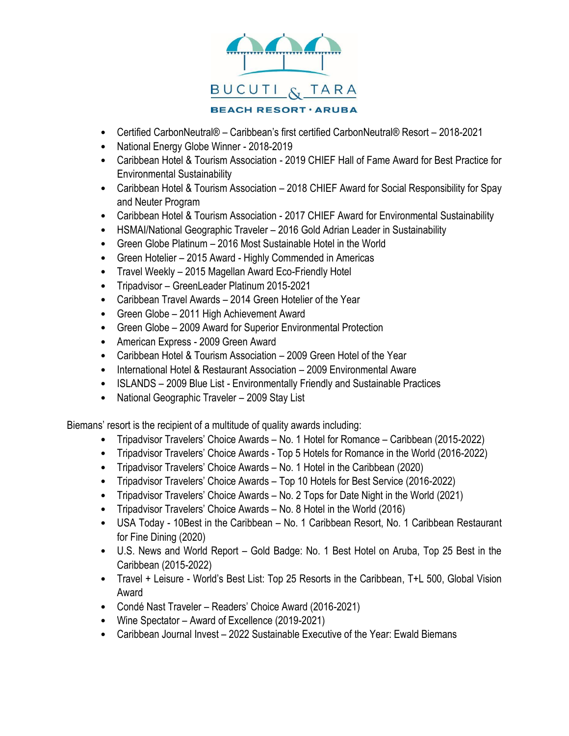BUCUTI & TARA

BEACH RESORT · ARUBA

- Certified CarbonNeutral® – Caribbean's first certified CarbonNeutral® Resort – 2018-2021
- National Energy Globe Winner - 2018-2019
- Caribbean Hotel & Tourism Association - 2019 CHIEF Hall of Fame Award for Best Practice for Environmental Sustainability
- Caribbean Hotel & Tourism Association – 2018 CHIEF Award for Social Responsibility for Spay and Neuter Program
- Caribbean Hotel & Tourism Association - 2017 CHIEF Award for Environmental Sustainability
- HSMAI/National Geographic Traveler – 2016 Gold Adrian Leader in Sustainability
- Green Globe Platinum – 2016 Most Sustainable Hotel in the World
- Green Hotelier – 2015 Award - Highly Commended in Americas
- Travel Weekly – 2015 Magellan Award Eco-Friendly Hotel
- Tripadvisor – GreenLeader Platinum 2015-2021
- Caribbean Travel Awards – 2014 Green Hotelier of the Year
- Green Globe – 2011 High Achievement Award
- Green Globe – 2009 Award for Superior Environmental Protection
- American Express - 2009 Green Award
- Caribbean Hotel & Tourism Association – 2009 Green Hotel of the Year
- International Hotel & Restaurant Association – 2009 Environmental Aware
- ISLANDS – 2009 Blue List - Environmentally Friendly and Sustainable Practices
- National Geographic Traveler – 2009 Stay List

Biemans' resort is the recipient of a multitude of quality awards including:

- Tripadvisor Travelers' Choice Awards – No. 1 Hotel for Romance – Caribbean (2015-2022)
- Tripadvisor Travelers' Choice Awards - Top 5 Hotels for Romance in the World (2016-2022)
- Tripadvisor Travelers' Choice Awards – No. 1 Hotel in the Caribbean (2020)
- Tripadvisor Travelers' Choice Awards – Top 10 Hotels for Best Service (2016-2022)
- Tripadvisor Travelers' Choice Awards – No. 2 Tops for Date Night in the World (2021)
- Tripadvisor Travelers' Choice Awards – No. 8 Hotel in the World (2016)
- USA Today - 10Best in the Caribbean – No. 1 Caribbean Resort, No. 1 Caribbean Restaurant for Fine Dining (2020)
- U.S. News and World Report – Gold Badge: No. 1 Best Hotel on Aruba, Top 25 Best in the Caribbean (2015-2022)
- Travel + Leisure - World's Best List: Top 25 Resorts in the Caribbean, T+L 500, Global Vision Award
- Condé Nast Traveler – Readers' Choice Award (2016-2021)
- Wine Spectator – Award of Excellence (2019-2021)
- Caribbean Journal Invest – 2022 Sustainable Executive of the Year: Ewald Biemans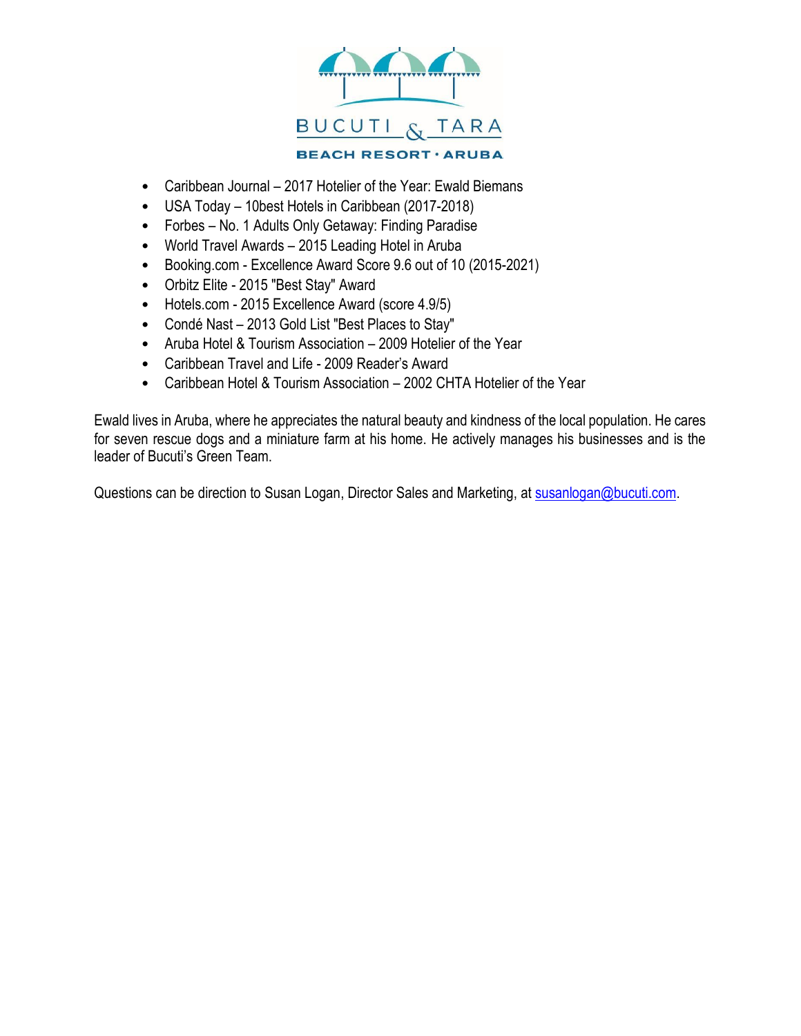- Caribbean Journal – 2017 Hotelier of the Year: Ewald Biemans
- USA Today – 10best Hotels in Caribbean (2017-2018)
- Forbes – No. 1 Adults Only Getaway: Finding Paradise
- World Travel Awards – 2015 Leading Hotel in Aruba
- Booking.com - Excellence Award Score 9.6 out of 10 (2015-2021)
- Orbitz Elite - 2015 "Best Stay" Award
- Hotels.com - 2015 Excellence Award (score 4.9/5)
- Condé Nast – 2013 Gold List "Best Places to Stay"
- Aruba Hotel & Tourism Association – 2009 Hotelier of the Year
- Caribbean Travel and Life - 2009 Reader's Award
- Caribbean Hotel & Tourism Association – 2002 CHTA Hotelier of the Year

Ewald lives in Aruba, where he appreciates the natural beauty and kindness of the local population. He cares for seven rescue dogs and a miniature farm at his home. He actively manages his businesses and is the leader of Bucuti's Green Team.

Questions can be direction to Susan Logan, Director Sales and Marketing, at susanlogan@bucuti.com.